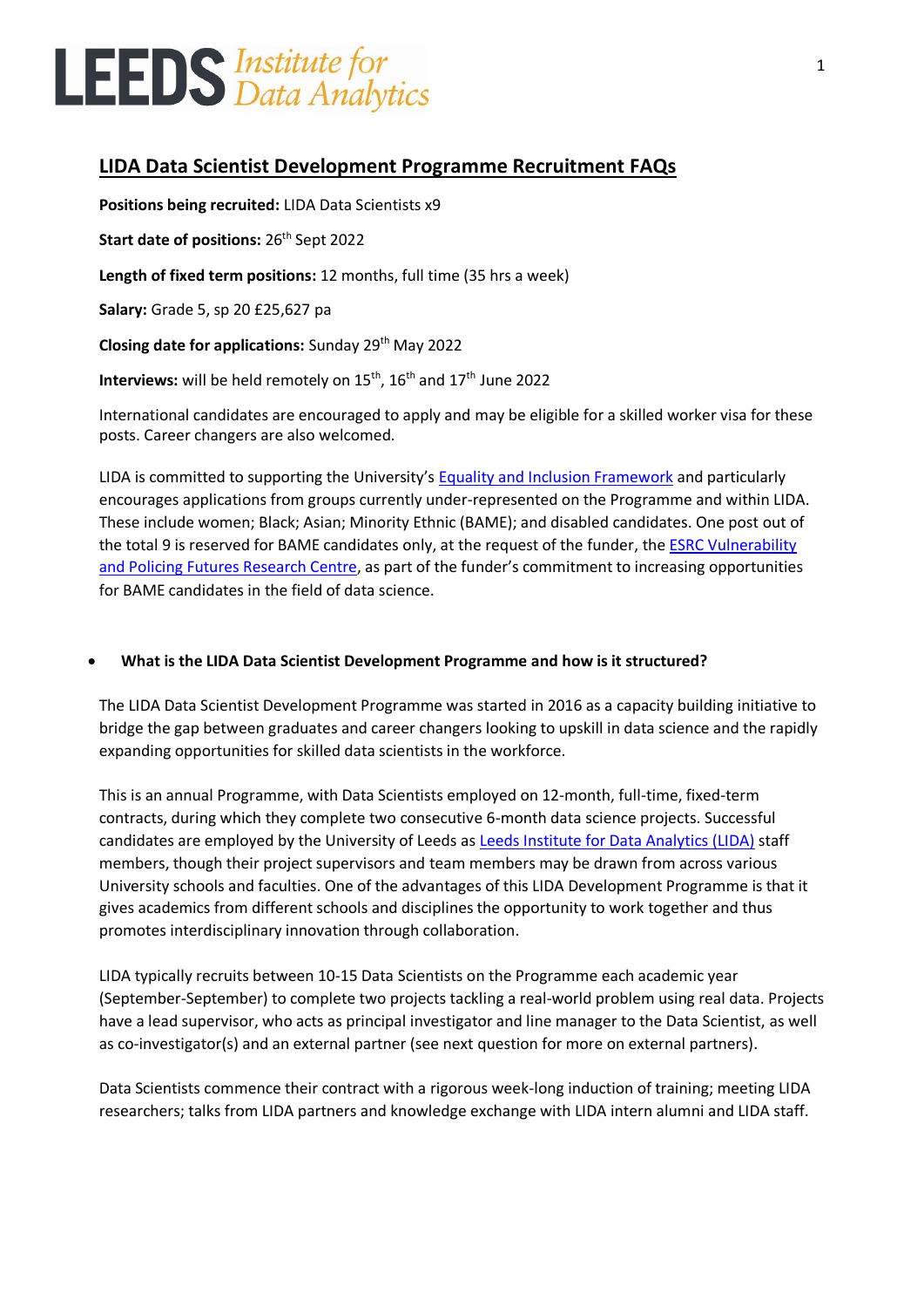LEEDS Institute for Data Analytics

## LIDA Data Scientist Development Programme Recruitment FAQs

**Positions being recruited:** LIDA Data Scientists x9

**Start date of positions:** 26th Sept 2022

**Length of fixed term positions:** 12 months, full time (35 hrs a week)

**Salary:** Grade 5, sp 20 £25,627 pa

**Closing date for applications:** Sunday 29th May 2022

**Interviews:** will be held remotely on 15th, 16th and 17th June 2022

International candidates are encouraged to apply and may be eligible for a skilled worker visa for these posts. Career changers are also welcomed.

LIDA is committed to supporting the University's [Equality and Inclusion Framework] and particularly encourages applications from groups currently under-represented on the Programme and within LIDA. These include women; Black; Asian; Minority Ethnic (BAME); and disabled candidates. One post out of the total 9 is reserved for BAME candidates only, at the request of the funder, the [ESRC Vulnerability and Policing Futures Research Centre], as part of the funder's commitment to increasing opportunities for BAME candidates in the field of data science.

- **What is the LIDA Data Scientist Development Programme and how is it structured?**

The LIDA Data Scientist Development Programme was started in 2016 as a capacity building initiative to bridge the gap between graduates and career changers looking to upskill in data science and the rapidly expanding opportunities for skilled data scientists in the workforce.

This is an annual Programme, with Data Scientists employed on 12-month, full-time, fixed-term contracts, during which they complete two consecutive 6-month data science projects. Successful candidates are employed by the University of Leeds as [Leeds Institute for Data Analytics (LIDA)] staff members, though their project supervisors and team members may be drawn from across various University schools and faculties. One of the advantages of this LIDA Development Programme is that it gives academics from different schools and disciplines the opportunity to work together and thus promotes interdisciplinary innovation through collaboration.

LIDA typically recruits between 10-15 Data Scientists on the Programme each academic year (September-September) to complete two projects tackling a real-world problem using real data. Projects have a lead supervisor, who acts as principal investigator and line manager to the Data Scientist, as well as co-investigator(s) and an external partner (see next question for more on external partners).

Data Scientists commence their contract with a rigorous week-long induction of training; meeting LIDA researchers; talks from LIDA partners and knowledge exchange with LIDA intern alumni and LIDA staff.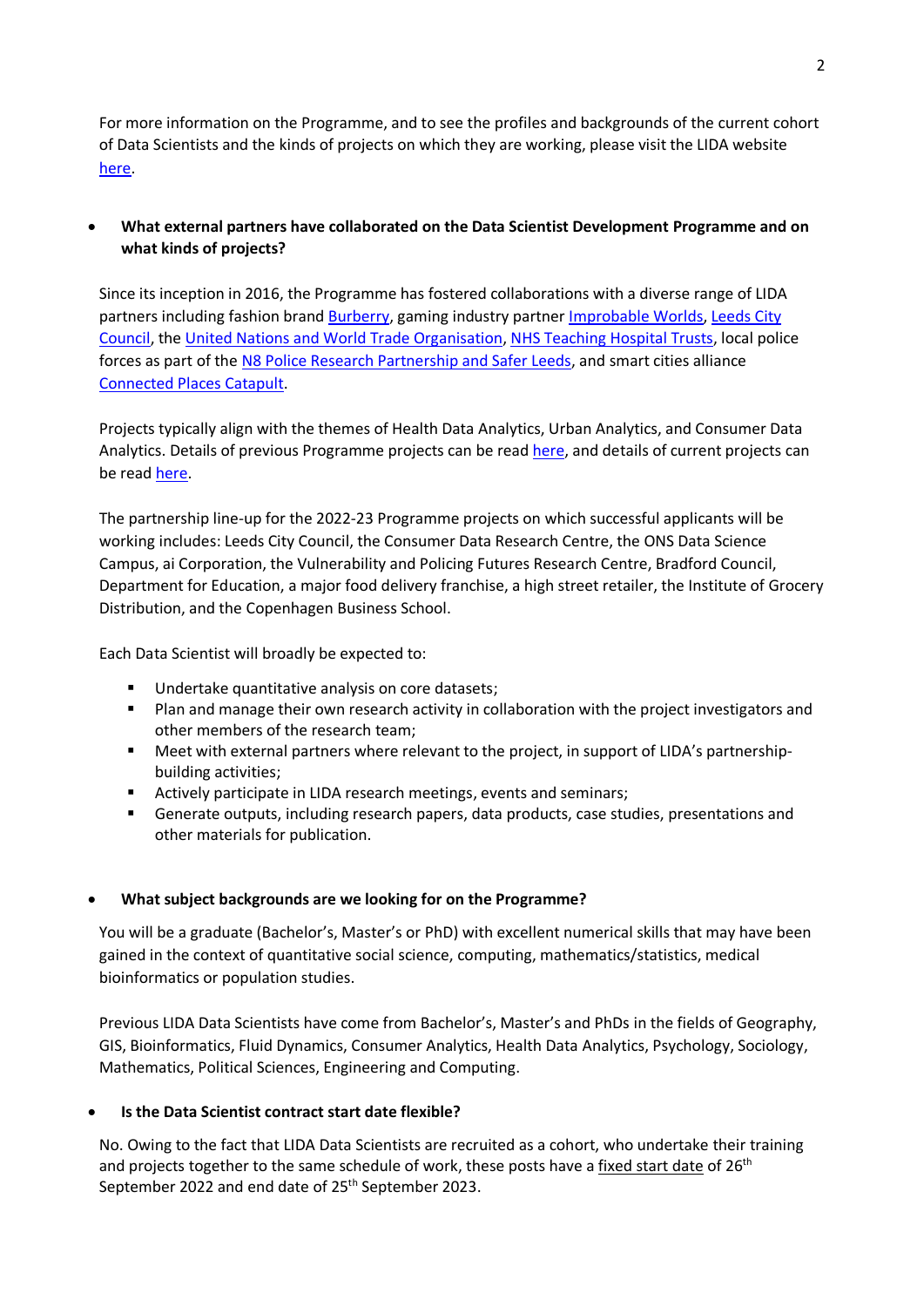For more information on the Programme, and to see the profiles and backgrounds of the current cohort of Data Scientists and the kinds of projects on which they are working, please visit the LIDA website here.

- **What external partners have collaborated on the Data Scientist Development Programme and on what kinds of projects?**

Since its inception in 2016, the Programme has fostered collaborations with a diverse range of LIDA partners including fashion brand Burberry, gaming industry partner Improbable Worlds, Leeds City Council, the United Nations and World Trade Organisation, NHS Teaching Hospital Trusts, local police forces as part of the N8 Police Research Partnership and Safer Leeds, and smart cities alliance Connected Places Catapult.

Projects typically align with the themes of Health Data Analytics, Urban Analytics, and Consumer Data Analytics. Details of previous Programme projects can be read here, and details of current projects can be read here.

The partnership line-up for the 2022-23 Programme projects on which successful applicants will be working includes: Leeds City Council, the Consumer Data Research Centre, the ONS Data Science Campus, ai Corporation, the Vulnerability and Policing Futures Research Centre, Bradford Council, Department for Education, a major food delivery franchise, a high street retailer, the Institute of Grocery Distribution, and the Copenhagen Business School.

Each Data Scientist will broadly be expected to:

- Undertake quantitative analysis on core datasets;
- Plan and manage their own research activity in collaboration with the project investigators and other members of the research team;
- Meet with external partners where relevant to the project, in support of LIDA's partnership-building activities;
- Actively participate in LIDA research meetings, events and seminars;
- Generate outputs, including research papers, data products, case studies, presentations and other materials for publication.

- **What subject backgrounds are we looking for on the Programme?**

You will be a graduate (Bachelor's, Master's or PhD) with excellent numerical skills that may have been gained in the context of quantitative social science, computing, mathematics/statistics, medical bioinformatics or population studies.

Previous LIDA Data Scientists have come from Bachelor's, Master's and PhDs in the fields of Geography, GIS, Bioinformatics, Fluid Dynamics, Consumer Analytics, Health Data Analytics, Psychology, Sociology, Mathematics, Political Sciences, Engineering and Computing.

- **Is the Data Scientist contract start date flexible?**

No. Owing to the fact that LIDA Data Scientists are recruited as a cohort, who undertake their training and projects together to the same schedule of work, these posts have a fixed start date of 26th September 2022 and end date of 25th September 2023.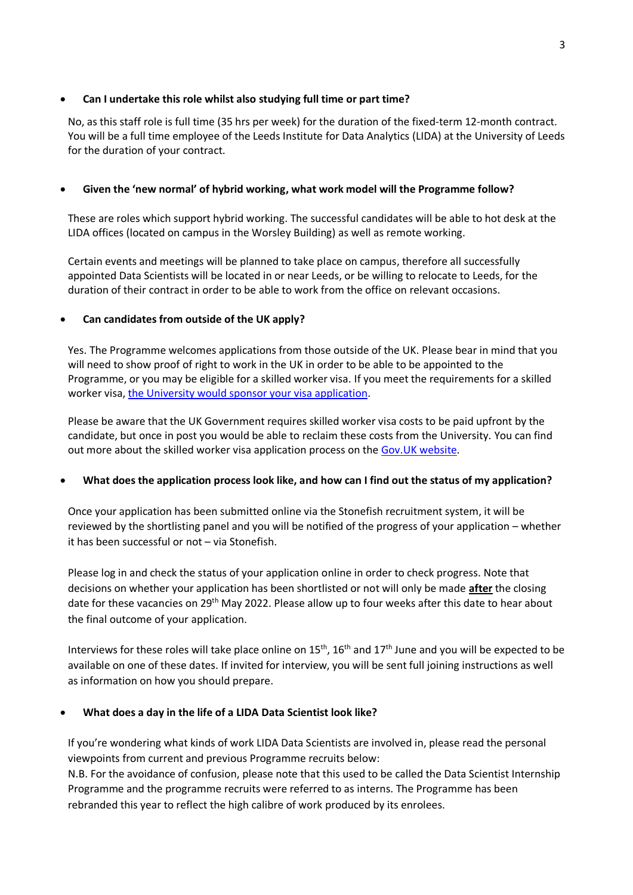- **Can I undertake this role whilst also studying full time or part time?**

  No, as this staff role is full time (35 hrs per week) for the duration of the fixed-term 12-month contract. You will be a full time employee of the Leeds Institute for Data Analytics (LIDA) at the University of Leeds for the duration of your contract.

- **Given the 'new normal' of hybrid working, what work model will the Programme follow?**

  These are roles which support hybrid working. The successful candidates will be able to hot desk at the LIDA offices (located on campus in the Worsley Building) as well as remote working.

  Certain events and meetings will be planned to take place on campus, therefore all successfully appointed Data Scientists will be located in or near Leeds, or be willing to relocate to Leeds, for the duration of their contract in order to be able to work from the office on relevant occasions.

- **Can candidates from outside of the UK apply?**

  Yes. The Programme welcomes applications from those outside of the UK. Please bear in mind that you will need to show proof of right to work in the UK in order to be able to be appointed to the Programme, or you may be eligible for a skilled worker visa. If you meet the requirements for a skilled worker visa, the University would sponsor your visa application.

  Please be aware that the UK Government requires skilled worker visa costs to be paid upfront by the candidate, but once in post you would be able to reclaim these costs from the University. You can find out more about the skilled worker visa application process on the Gov.UK website.

- **What does the application process look like, and how can I find out the status of my application?**

  Once your application has been submitted online via the Stonefish recruitment system, it will be reviewed by the shortlisting panel and you will be notified of the progress of your application – whether it has been successful or not – via Stonefish.

  Please log in and check the status of your application online in order to check progress. Note that decisions on whether your application has been shortlisted or not will only be made **after** the closing date for these vacancies on 29th May 2022. Please allow up to four weeks after this date to hear about the final outcome of your application.

  Interviews for these roles will take place online on 15th, 16th and 17th June and you will be expected to be available on one of these dates. If invited for interview, you will be sent full joining instructions as well as information on how you should prepare.

- **What does a day in the life of a LIDA Data Scientist look like?**

  If you're wondering what kinds of work LIDA Data Scientists are involved in, please read the personal viewpoints from current and previous Programme recruits below:
  N.B. For the avoidance of confusion, please note that this used to be called the Data Scientist Internship Programme and the programme recruits were referred to as interns. The Programme has been rebranded this year to reflect the high calibre of work produced by its enrolees.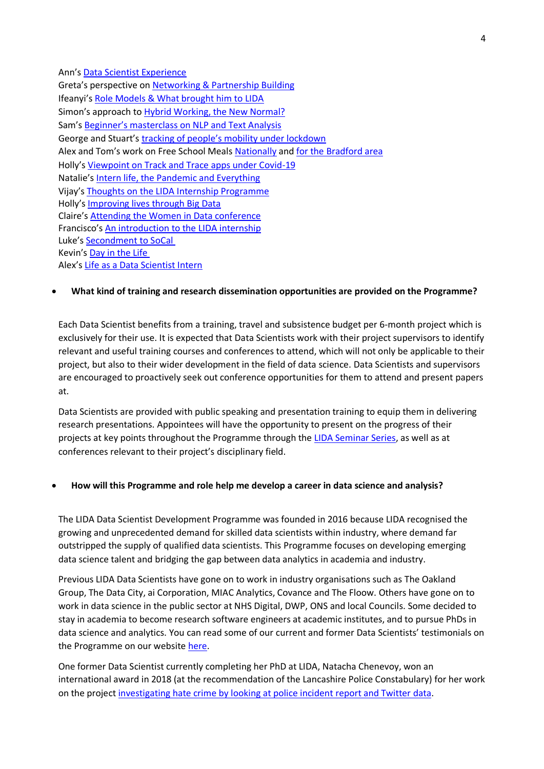Ann's Data Scientist Experience
Greta's perspective on Networking & Partnership Building
Ifeanyi's Role Models & What brought him to LIDA
Simon's approach to Hybrid Working, the New Normal?
Sam's Beginner's masterclass on NLP and Text Analysis
George and Stuart's tracking of people's mobility under lockdown
Alex and Tom's work on Free School Meals Nationally and for the Bradford area
Holly's Viewpoint on Track and Trace apps under Covid-19
Natalie's Intern life, the Pandemic and Everything
Vijay's Thoughts on the LIDA Internship Programme
Holly's Improving lives through Big Data
Claire's Attending the Women in Data conference
Francisco's An introduction to the LIDA internship
Luke's Secondment to SoCal
Kevin's Day in the Life
Alex's Life as a Data Scientist Intern

- **What kind of training and research dissemination opportunities are provided on the Programme?**

Each Data Scientist benefits from a training, travel and subsistence budget per 6-month project which is exclusively for their use. It is expected that Data Scientists work with their project supervisors to identify relevant and useful training courses and conferences to attend, which will not only be applicable to their project, but also to their wider development in the field of data science. Data Scientists and supervisors are encouraged to proactively seek out conference opportunities for them to attend and present papers at.

Data Scientists are provided with public speaking and presentation training to equip them in delivering research presentations. Appointees will have the opportunity to present on the progress of their projects at key points throughout the Programme through the LIDA Seminar Series, as well as at conferences relevant to their project's disciplinary field.

- **How will this Programme and role help me develop a career in data science and analysis?**

The LIDA Data Scientist Development Programme was founded in 2016 because LIDA recognised the growing and unprecedented demand for skilled data scientists within industry, where demand far outstripped the supply of qualified data scientists. This Programme focuses on developing emerging data science talent and bridging the gap between data analytics in academia and industry.

Previous LIDA Data Scientists have gone on to work in industry organisations such as The Oakland Group, The Data City, ai Corporation, MIAC Analytics, Covance and The Floow. Others have gone on to work in data science in the public sector at NHS Digital, DWP, ONS and local Councils. Some decided to stay in academia to become research software engineers at academic institutes, and to pursue PhDs in data science and analytics. You can read some of our current and former Data Scientists' testimonials on the Programme on our website here.

One former Data Scientist currently completing her PhD at LIDA, Natacha Chenevoy, won an international award in 2018 (at the recommendation of the Lancashire Police Constabulary) for her work on the project investigating hate crime by looking at police incident report and Twitter data.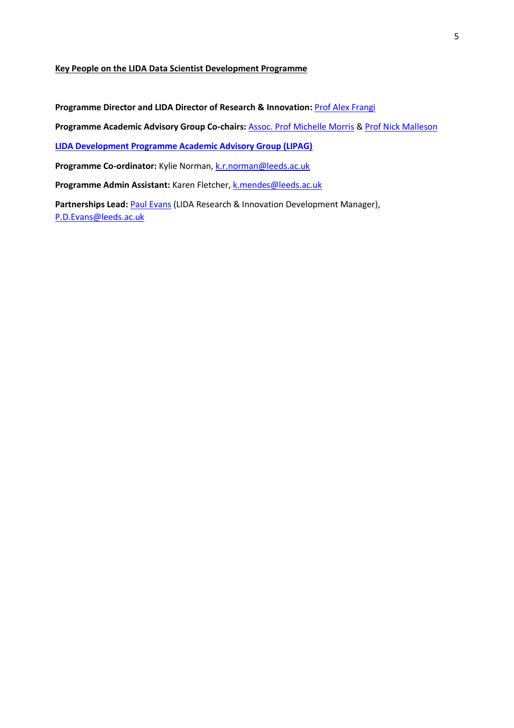**Key People on the LIDA Data Scientist Development Programme**

**Programme Director and LIDA Director of Research & Innovation:** Prof Alex Frangi

**Programme Academic Advisory Group Co-chairs:** Assoc. Prof Michelle Morris & Prof Nick Malleson

**LIDA Development Programme Academic Advisory Group (LIPAG)**

**Programme Co-ordinator:** Kylie Norman, k.r.norman@leeds.ac.uk

**Programme Admin Assistant:** Karen Fletcher, k.mendes@leeds.ac.uk

**Partnerships Lead:** Paul Evans (LIDA Research & Innovation Development Manager), P.D.Evans@leeds.ac.uk